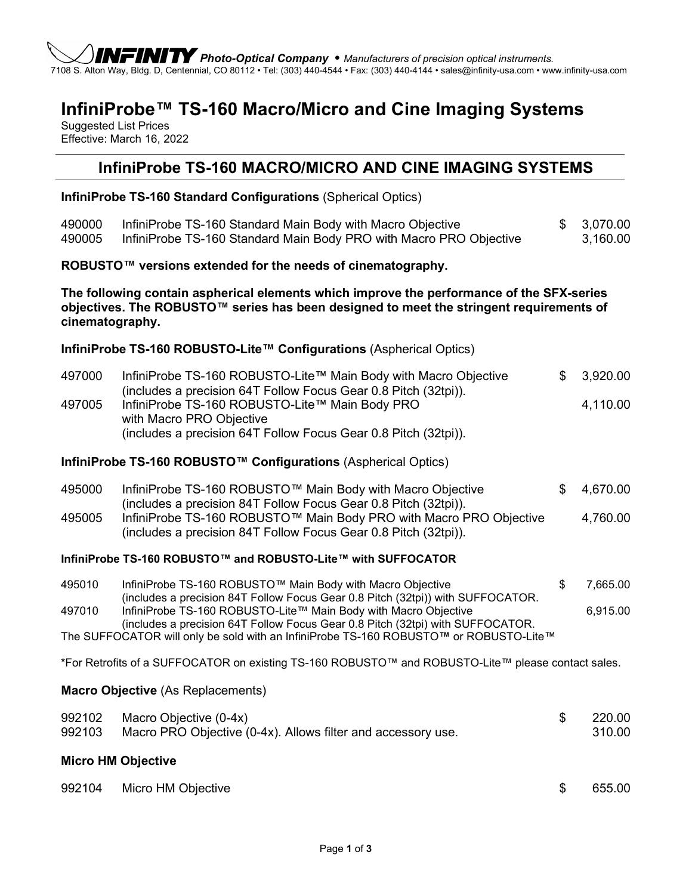**INFINITY** *Photo-Optical Company • Manufacturers of precision optical instruments.*
7108 S. Alton Way, Bldg. D, Centennial, CO 80112 • Tel: (303) 440-4544 • Fax: (303) 440-4144 • sales@infinity-usa.com • www.infinity-usa.com

# InfiniProbe™ TS-160 Macro/Micro and Cine Imaging Systems

Suggested List Prices
Effective: March 16, 2022

## InfiniProbe TS-160 MACRO/MICRO AND CINE IMAGING SYSTEMS

**InfiniProbe TS-160 Standard Configurations** (Spherical Optics)

| | | |
|---|---|---|
| 490000 | InfiniProbe TS-160 Standard Main Body with Macro Objective | $ 3,070.00 |
| 490005 | InfiniProbe TS-160 Standard Main Body PRO with Macro PRO Objective | 3,160.00 |

**ROBUSTO™ versions extended for the needs of cinematography.**

**The following contain aspherical elements which improve the performance of the SFX-series objectives. The ROBUSTO™ series has been designed to meet the stringent requirements of cinematography.**

**InfiniProbe TS-160 ROBUSTO-Lite™ Configurations** (Aspherical Optics)

| | | |
|---|---|---|
| 497000 | InfiniProbe TS-160 ROBUSTO-Lite™ Main Body with Macro Objective (includes a precision 64T Follow Focus Gear 0.8 Pitch (32tpi)). | $ 3,920.00 |
| 497005 | InfiniProbe TS-160 ROBUSTO-Lite™ Main Body PRO with Macro PRO Objective (includes a precision 64T Follow Focus Gear 0.8 Pitch (32tpi)). | 4,110.00 |

**InfiniProbe TS-160 ROBUSTO™ Configurations** (Aspherical Optics)

| | | |
|---|---|---|
| 495000 | InfiniProbe TS-160 ROBUSTO™ Main Body with Macro Objective (includes a precision 84T Follow Focus Gear 0.8 Pitch (32tpi)). | $ 4,670.00 |
| 495005 | InfiniProbe TS-160 ROBUSTO™ Main Body PRO with Macro PRO Objective (includes a precision 84T Follow Focus Gear 0.8 Pitch (32tpi)). | 4,760.00 |

**InfiniProbe TS-160 ROBUSTO™ and ROBUSTO-Lite™ with SUFFOCATOR**

| | | |
|---|---|---|
| 495010 | InfiniProbe TS-160 ROBUSTO™ Main Body with Macro Objective (includes a precision 84T Follow Focus Gear 0.8 Pitch (32tpi)) with SUFFOCATOR. | $ 7,665.00 |
| 497010 | InfiniProbe TS-160 ROBUSTO-Lite™ Main Body with Macro Objective (includes a precision 64T Follow Focus Gear 0.8 Pitch (32tpi) with SUFFOCATOR. | 6,915.00 |

The SUFFOCATOR will only be sold with an InfiniProbe TS-160 ROBUSTO**™** or ROBUSTO-Lite™

*For Retrofits of a SUFFOCATOR on existing TS-160 ROBUSTO™ and ROBUSTO-Lite™ please contact sales.

**Macro Objective** (As Replacements)

| | | |
|---|---|---|
| 992102 | Macro Objective (0-4x) | $ 220.00 |
| 992103 | Macro PRO Objective (0-4x). Allows filter and accessory use. | 310.00 |

**Micro HM Objective**

| | | |
|---|---|---|
| 992104 | Micro HM Objective | $ 655.00 |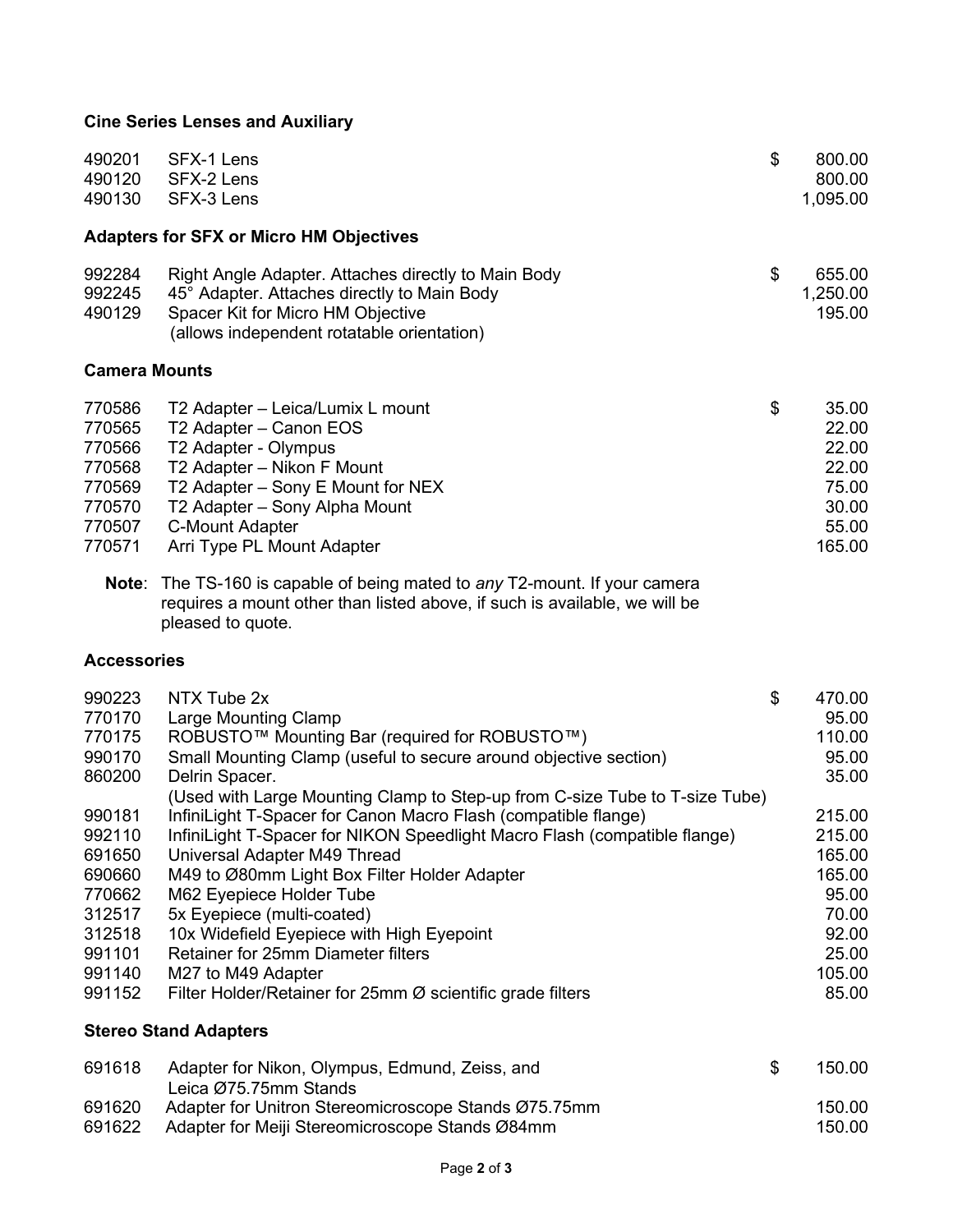### Cine Series Lenses and Auxiliary

| | | | |
|---|---|---|---|
| 490201 | SFX-1 Lens | $ | 800.00 |
| 490120 | SFX-2 Lens | | 800.00 |
| 490130 | SFX-3 Lens | | 1,095.00 |

### Adapters for SFX or Micro HM Objectives

| | | | |
|---|---|---|---|
| 992284 | Right Angle Adapter. Attaches directly to Main Body | $ | 655.00 |
| 992245 | 45° Adapter. Attaches directly to Main Body | | 1,250.00 |
| 490129 | Spacer Kit for Micro HM Objective (allows independent rotatable orientation) | | 195.00 |

### Camera Mounts

| | | | |
|---|---|---|---|
| 770586 | T2 Adapter – Leica/Lumix L mount | $ | 35.00 |
| 770565 | T2 Adapter – Canon EOS | | 22.00 |
| 770566 | T2 Adapter - Olympus | | 22.00 |
| 770568 | T2 Adapter – Nikon F Mount | | 22.00 |
| 770569 | T2 Adapter – Sony E Mount for NEX | | 75.00 |
| 770570 | T2 Adapter – Sony Alpha Mount | | 30.00 |
| 770507 | C-Mount Adapter | | 55.00 |
| 770571 | Arri Type PL Mount Adapter | | 165.00 |

**Note**: The TS-160 is capable of being mated to *any* T2-mount. If your camera requires a mount other than listed above, if such is available, we will be pleased to quote.

### Accessories

| | | | |
|---|---|---|---|
| 990223 | NTX Tube 2x | $ | 470.00 |
| 770170 | Large Mounting Clamp | | 95.00 |
| 770175 | ROBUSTO™ Mounting Bar (required for ROBUSTO™) | | 110.00 |
| 990170 | Small Mounting Clamp (useful to secure around objective section) | | 95.00 |
| 860200 | Delrin Spacer. (Used with Large Mounting Clamp to Step-up from C-size Tube to T-size Tube) | | 35.00 |
| 990181 | InfiniLight T-Spacer for Canon Macro Flash (compatible flange) | | 215.00 |
| 992110 | InfiniLight T-Spacer for NIKON Speedlight Macro Flash (compatible flange) | | 215.00 |
| 691650 | Universal Adapter M49 Thread | | 165.00 |
| 690660 | M49 to Ø80mm Light Box Filter Holder Adapter | | 165.00 |
| 770662 | M62 Eyepiece Holder Tube | | 95.00 |
| 312517 | 5x Eyepiece (multi-coated) | | 70.00 |
| 312518 | 10x Widefield Eyepiece with High Eyepoint | | 92.00 |
| 991101 | Retainer for 25mm Diameter filters | | 25.00 |
| 991140 | M27 to M49 Adapter | | 105.00 |
| 991152 | Filter Holder/Retainer for 25mm Ø scientific grade filters | | 85.00 |

### Stereo Stand Adapters

| | | | |
|---|---|---|---|
| 691618 | Adapter for Nikon, Olympus, Edmund, Zeiss, and Leica Ø75.75mm Stands | $ | 150.00 |
| 691620 | Adapter for Unitron Stereomicroscope Stands Ø75.75mm | | 150.00 |
| 691622 | Adapter for Meiji Stereomicroscope Stands Ø84mm | | 150.00 |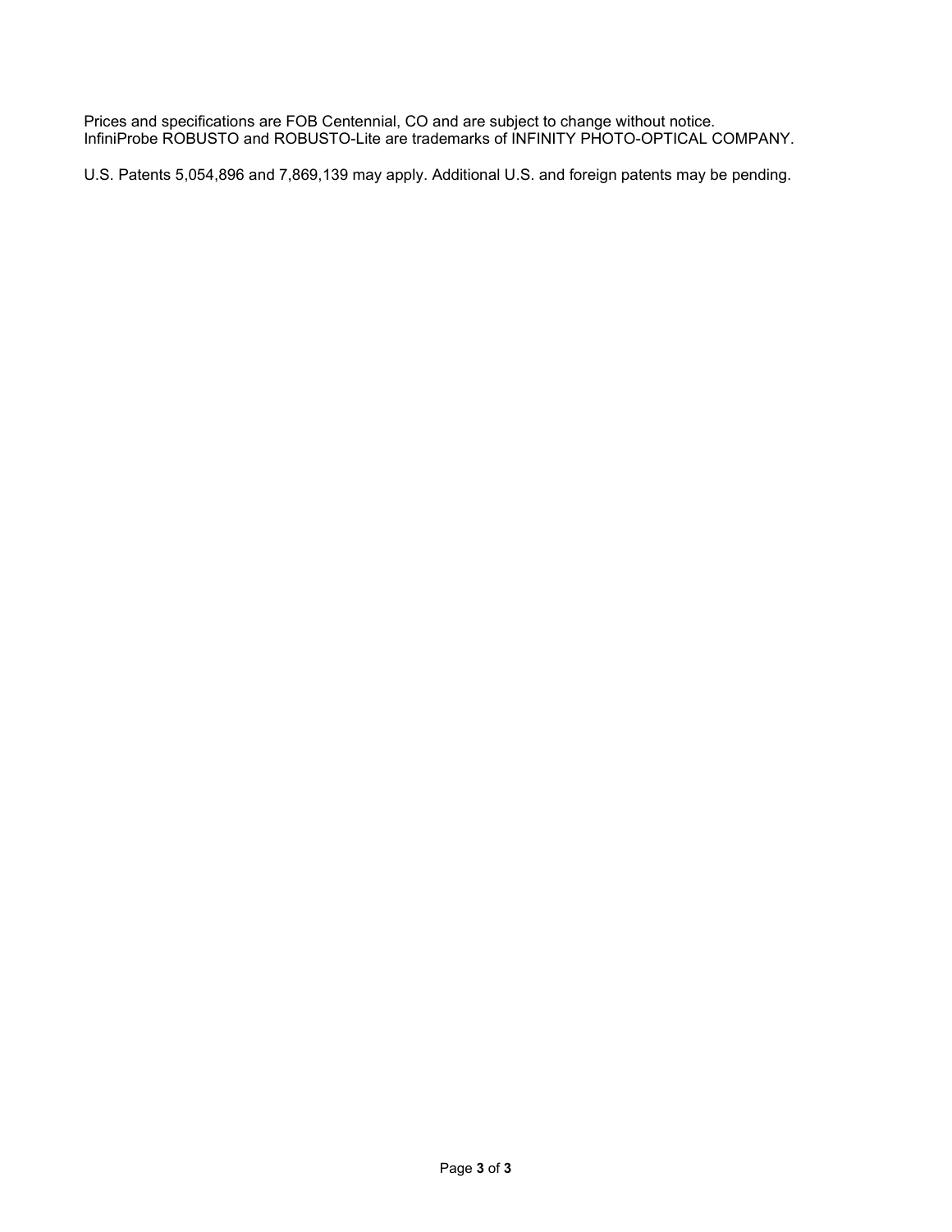Prices and specifications are FOB Centennial, CO and are subject to change without notice.
InfiniProbe ROBUSTO and ROBUSTO-Lite are trademarks of INFINITY PHOTO-OPTICAL COMPANY.

U.S. Patents 5,054,896 and 7,869,139 may apply. Additional U.S. and foreign patents may be pending.